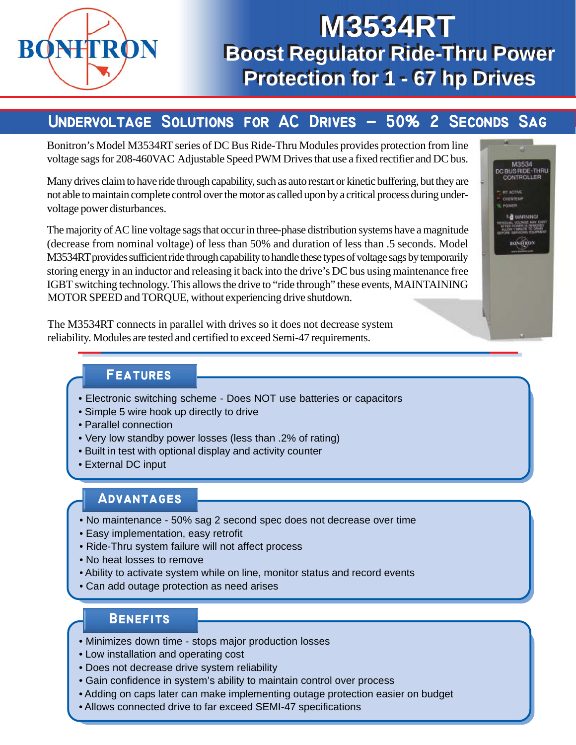BONITRON

# M3534RT

## Boost Regulator Ride-Thru Power Protection for 1 - 67 hp Drives

## Undervoltage Solutions for AC Drives – 50% 2 Seconds Sag

Bonitron's Model M3534RT series of DC Bus Ride-Thru Modules provides protection from line voltage sags for 208-460VAC Adjustable Speed PWM Drives that use a fixed rectifier and DC bus.

Many drives claim to have ride through capability, such as auto restart or kinetic buffering, but they are not able to maintain complete control over the motor as called upon by a critical process during under-voltage power disturbances.

The majority of AC line voltage sags that occur in three-phase distribution systems have a magnitude (decrease from nominal voltage) of less than 50% and duration of less than .5 seconds. Model M3534RT provides sufficient ride through capability to handle these types of voltage sags by temporarily storing energy in an inductor and releasing it back into the drive's DC bus using maintenance free IGBT switching technology. This allows the drive to "ride through" these events, MAINTAINING MOTOR SPEED and TORQUE, without experiencing drive shutdown.

The M3534RT connects in parallel with drives so it does not decrease system reliability. Modules are tested and certified to exceed Semi-47 requirements.

### Features

- Electronic switching scheme - Does NOT use batteries or capacitors
- Simple 5 wire hook up directly to drive
- Parallel connection
- Very low standby power losses (less than .2% of rating)
- Built in test with optional display and activity counter
- External DC input

### Advantages

- No maintenance - 50% sag 2 second spec does not decrease over time
- Easy implementation, easy retrofit
- Ride-Thru system failure will not affect process
- No heat losses to remove
- Ability to activate system while on line, monitor status and record events
- Can add outage protection as need arises

### Benefits

- Minimizes down time - stops major production losses
- Low installation and operating cost
- Does not decrease drive system reliability
- Gain confidence in system's ability to maintain control over process
- Adding on caps later can make implementing outage protection easier on budget
- Allows connected drive to far exceed SEMI-47 specifications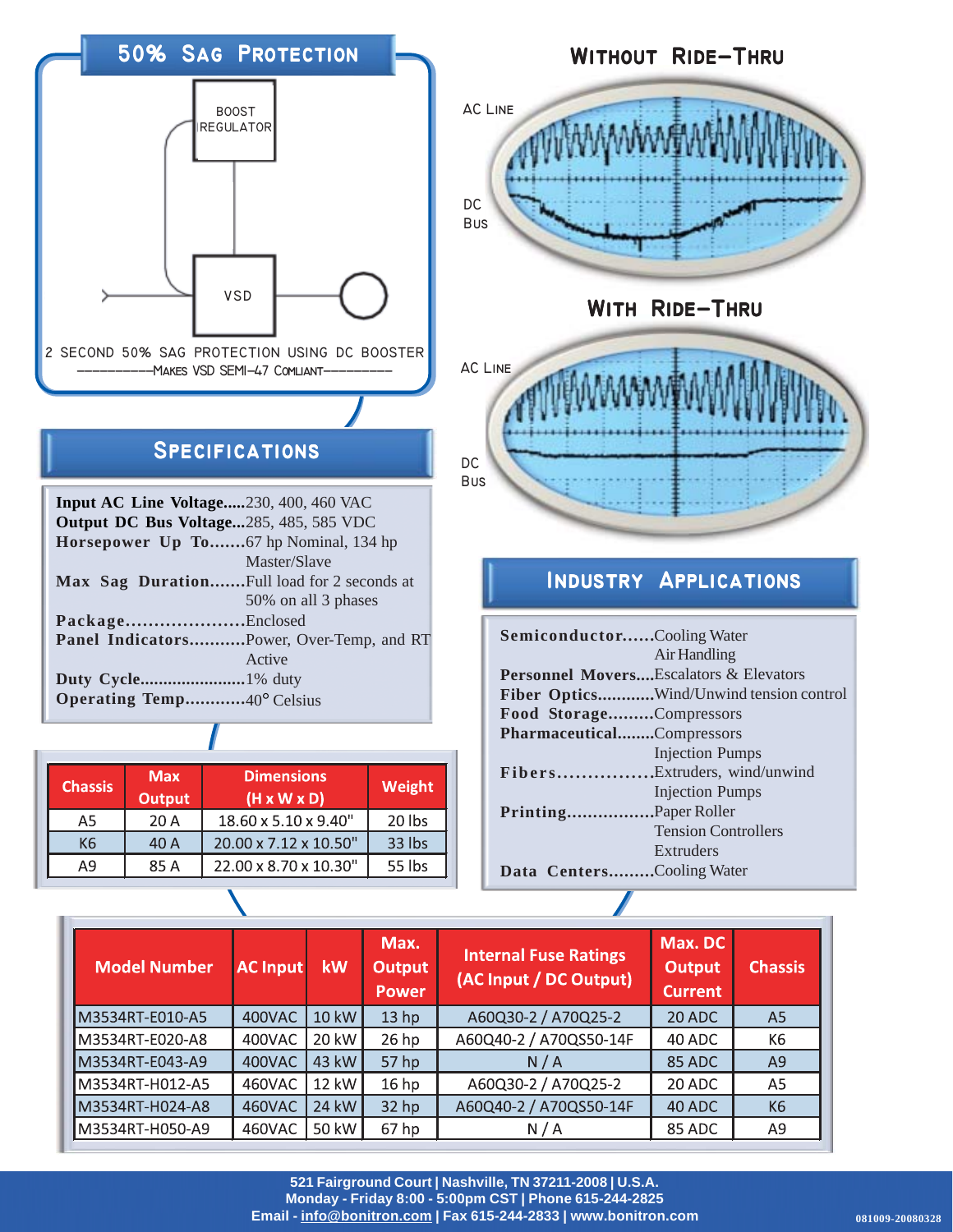## 50% Sag Protection

BOOST REGULATOR

VSD

2 SECOND 50% SAG PROTECTION USING DC BOOSTER

MAKES VSD SEMI-47 COMLIANT

## Without Ride-Thru

AC Line

DC Bus

## With Ride-Thru

AC Line

DC Bus

## Specifications

**Input AC Line Voltage**.....230, 400, 460 VAC
**Output DC Bus Voltage**...285, 485, 585 VDC
**Horsepower Up To**.......67 hp Nominal, 134 hp Master/Slave
**Max Sag Duration**.......Full load for 2 seconds at 50% on all 3 phases
**Package**.....................Enclosed
**Panel Indicators**...........Power, Over-Temp, and RT Active
**Duty Cycle**.......................1% duty
**Operating Temp**............40° Celsius

| Chassis | Max Output | Dimensions (H x W x D) | Weight |
|---|---|---|---|
| A5 | 20 A | 18.60 x 5.10 x 9.40" | 20 lbs |
| K6 | 40 A | 20.00 x 7.12 x 10.50" | 33 lbs |
| A9 | 85 A | 22.00 x 8.70 x 10.30" | 55 lbs |

## Industry Applications

**Semiconductor**......Cooling Water
Air Handling
**Personnel Movers**....Escalators & Elevators
**Fiber Optics**............Wind/Unwind tension control
**Food Storage**.........Compressors
**Pharmaceutical**........Compressors
Injection Pumps
**Fibers**................Extruders, wind/unwind
Injection Pumps
**Printing**.................Paper Roller
Tension Controllers
Extruders
**Data Centers**.........Cooling Water

| Model Number | AC Input | kW | Max. Output Power | Internal Fuse Ratings (AC Input / DC Output) | Max. DC Output Current | Chassis |
|---|---|---|---|---|---|---|
| M3534RT-E010-A5 | 400VAC | 10 kW | 13 hp | A60Q30-2 / A70Q25-2 | 20 ADC | A5 |
| M3534RT-E020-A8 | 400VAC | 20 kW | 26 hp | A60Q40-2 / A70QS50-14F | 40 ADC | K6 |
| M3534RT-E043-A9 | 400VAC | 43 kW | 57 hp | N / A | 85 ADC | A9 |
| M3534RT-H012-A5 | 460VAC | 12 kW | 16 hp | A60Q30-2 / A70Q25-2 | 20 ADC | A5 |
| M3534RT-H024-A8 | 460VAC | 24 kW | 32 hp | A60Q40-2 / A70QS50-14F | 40 ADC | K6 |
| M3534RT-H050-A9 | 460VAC | 50 kW | 67 hp | N / A | 85 ADC | A9 |

521 Fairground Court | Nashville, TN 37211-2008 | U.S.A.
Monday - Friday 8:00 - 5:00pm CST | Phone 615-244-2825
Email - info@bonitron.com | Fax 615-244-2833 | www.bonitron.com

081009-20080328